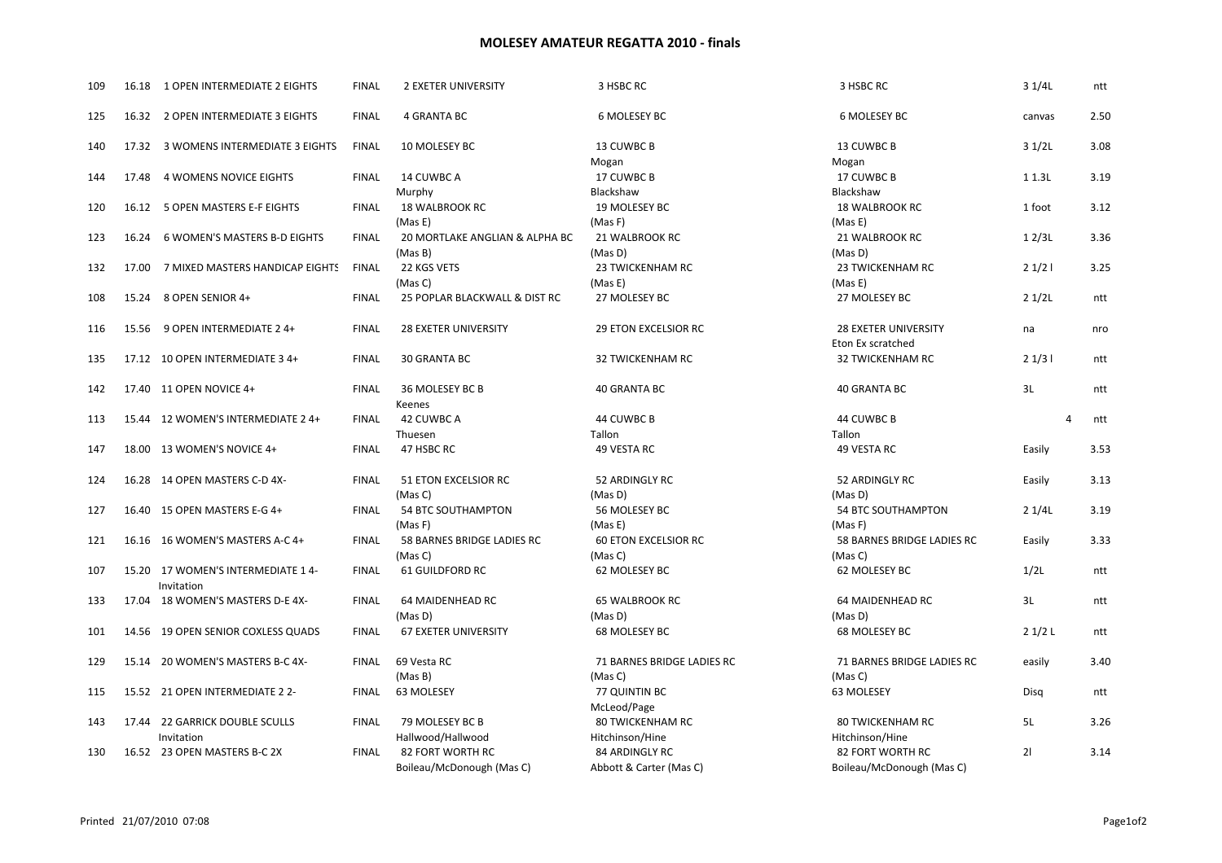# MOLESEY AMATEUR REGATTA 2010 - finals

| | | | | | | | | |
|---|---|---|---|---|---|---|---|---|
| 109 | 16.18 | 1 OPEN INTERMEDIATE 2 EIGHTS | FINAL | 2 EXETER UNIVERSITY | 3 HSBC RC | 3 HSBC RC | 3 1/4L | ntt |
| 125 | 16.32 | 2 OPEN INTERMEDIATE 3 EIGHTS | FINAL | 4 GRANTA BC | 6 MOLESEY BC | 6 MOLESEY BC | canvas | 2.50 |
| 140 | 17.32 | 3 WOMENS INTERMEDIATE 3 EIGHTS | FINAL | 10 MOLESEY BC | 13 CUWBC B<br>Mogan | 13 CUWBC B<br>Mogan | 3 1/2L | 3.08 |
| 144 | 17.48 | 4 WOMENS NOVICE EIGHTS | FINAL | 14 CUWBC A<br>Murphy | 17 CUWBC B<br>Blackshaw | 17 CUWBC B<br>Blackshaw | 1 1.3L | 3.19 |
| 120 | 16.12 | 5 OPEN MASTERS E-F EIGHTS | FINAL | 18 WALBROOK RC<br>(Mas E) | 19 MOLESEY BC<br>(Mas F) | 18 WALBROOK RC<br>(Mas E) | 1 foot | 3.12 |
| 123 | 16.24 | 6 WOMEN'S MASTERS B-D EIGHTS | FINAL | 20 MORTLAKE ANGLIAN & ALPHA BC<br>(Mas B) | 21 WALBROOK RC<br>(Mas D) | 21 WALBROOK RC<br>(Mas D) | 1 2/3L | 3.36 |
| 132 | 17.00 | 7 MIXED MASTERS HANDICAP EIGHTS | FINAL | 22 KGS VETS<br>(Mas C) | 23 TWICKENHAM RC<br>(Mas E) | 23 TWICKENHAM RC<br>(Mas E) | 2 1/2 l | 3.25 |
| 108 | 15.24 | 8 OPEN SENIOR 4+ | FINAL | 25 POPLAR BLACKWALL & DIST RC | 27 MOLESEY BC | 27 MOLESEY BC | 2 1/2L | ntt |
| 116 | 15.56 | 9 OPEN INTERMEDIATE 2 4+ | FINAL | 28 EXETER UNIVERSITY | 29 ETON EXCELSIOR RC | 28 EXETER UNIVERSITY<br>Eton Ex scratched | na | nro |
| 135 | 17.12 | 10 OPEN INTERMEDIATE 3 4+ | FINAL | 30 GRANTA BC | 32 TWICKENHAM RC | 32 TWICKENHAM RC | 2 1/3 l | ntt |
| 142 | 17.40 | 11 OPEN NOVICE 4+ | FINAL | 36 MOLESEY BC B<br>Keenes | 40 GRANTA BC | 40 GRANTA BC | 3L | ntt |
| 113 | 15.44 | 12 WOMEN'S INTERMEDIATE 2 4+ | FINAL | 42 CUWBC A<br>Thuesen | 44 CUWBC B<br>Tallon | 44 CUWBC B<br>Tallon | 4 | ntt |
| 147 | 18.00 | 13 WOMEN'S NOVICE 4+ | FINAL | 47 HSBC RC | 49 VESTA RC | 49 VESTA RC | Easily | 3.53 |
| 124 | 16.28 | 14 OPEN MASTERS C-D 4X- | FINAL | 51 ETON EXCELSIOR RC<br>(Mas C) | 52 ARDINGLY RC<br>(Mas D) | 52 ARDINGLY RC<br>(Mas D) | Easily | 3.13 |
| 127 | 16.40 | 15 OPEN MASTERS E-G 4+ | FINAL | 54 BTC SOUTHAMPTON<br>(Mas F) | 56 MOLESEY BC<br>(Mas E) | 54 BTC SOUTHAMPTON<br>(Mas F) | 2 1/4L | 3.19 |
| 121 | 16.16 | 16 WOMEN'S MASTERS A-C 4+ | FINAL | 58 BARNES BRIDGE LADIES RC<br>(Mas C) | 60 ETON EXCELSIOR RC<br>(Mas C) | 58 BARNES BRIDGE LADIES RC<br>(Mas C) | Easily | 3.33 |
| 107 | 15.20 | 17 WOMEN'S INTERMEDIATE 1 4-<br>Invitation | FINAL | 61 GUILDFORD RC | 62 MOLESEY BC | 62 MOLESEY BC | 1/2L | ntt |
| 133 | 17.04 | 18 WOMEN'S MASTERS D-E 4X- | FINAL | 64 MAIDENHEAD RC<br>(Mas D) | 65 WALBROOK RC<br>(Mas D) | 64 MAIDENHEAD RC<br>(Mas D) | 3L | ntt |
| 101 | 14.56 | 19 OPEN SENIOR COXLESS QUADS | FINAL | 67 EXETER UNIVERSITY | 68 MOLESEY BC | 68 MOLESEY BC | 2 1/2 L | ntt |
| 129 | 15.14 | 20 WOMEN'S MASTERS B-C 4X- | FINAL | 69 Vesta RC<br>(Mas B) | 71 BARNES BRIDGE LADIES RC<br>(Mas C) | 71 BARNES BRIDGE LADIES RC<br>(Mas C) | easily | 3.40 |
| 115 | 15.52 | 21 OPEN INTERMEDIATE 2 2- | FINAL | 63 MOLESEY | 77 QUINTIN BC<br>McLeod/Page | 63 MOLESEY | Disq | ntt |
| 143 | 17.44 | 22 GARRICK DOUBLE SCULLS<br>Invitation | FINAL | 79 MOLESEY BC B<br>Hallwood/Hallwood | 80 TWICKENHAM RC<br>Hitchinson/Hine | 80 TWICKENHAM RC<br>Hitchinson/Hine | 5L | 3.26 |
| 130 | 16.52 | 23 OPEN MASTERS B-C 2X | FINAL | 82 FORT WORTH RC<br>Boileau/McDonough (Mas C) | 84 ARDINGLY RC<br>Abbott & Carter (Mas C) | 82 FORT WORTH RC<br>Boileau/McDonough (Mas C) | 2l | 3.14 |

Printed 21/07/2010 07:08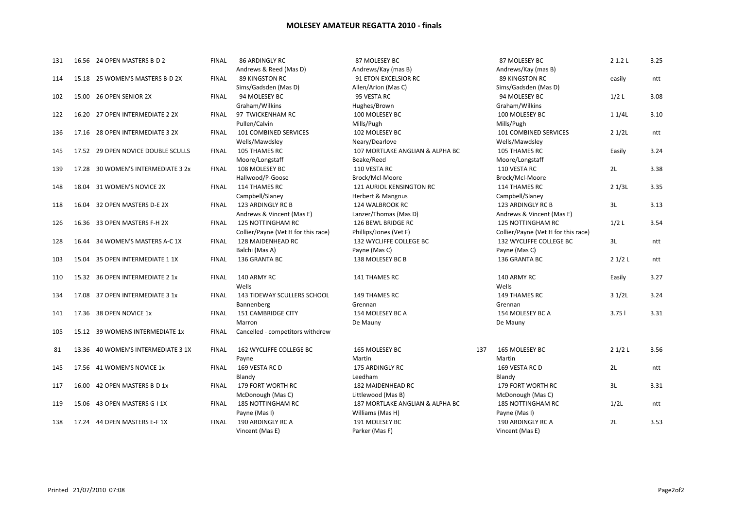# MOLESEY AMATEUR REGATTA 2010 - finals

| | | | | | | | | | | |
|---|---|---|---|---|---|---|---|---|---|---|
| 131 | 16.56 | 24 OPEN MASTERS B-D 2- | FINAL | 86 ARDINGLY RC | 87 MOLESEY BC | | 87 MOLESEY BC | 2 1.2 L | 3.25 |
| | | | | Andrews & Reed (Mas D) | Andrews/Kay (mas B) | | Andrews/Kay (mas B) | | |
| 114 | 15.18 | 25 WOMEN'S MASTERS B-D 2X | FINAL | 89 KINGSTON RC | 91 ETON EXCELSIOR RC | | 89 KINGSTON RC | easily | ntt |
| | | | | Sims/Gadsden (Mas D) | Allen/Arion (Mas C) | | Sims/Gadsden (Mas D) | | |
| 102 | 15.00 | 26 OPEN SENIOR 2X | FINAL | 94 MOLESEY BC | 95 VESTA RC | | 94 MOLESEY BC | 1/2 L | 3.08 |
| | | | | Graham/Wilkins | Hughes/Brown | | Graham/Wilkins | | |
| 122 | 16.20 | 27 OPEN INTERMEDIATE 2 2X | FINAL | 97 TWICKENHAM RC | 100 MOLESEY BC | | 100 MOLESEY BC | 1 1/4L | 3.10 |
| | | | | Pullen/Calvin | Mills/Pugh | | Mills/Pugh | | |
| 136 | 17.16 | 28 OPEN INTERMEDIATE 3 2X | FINAL | 101 COMBINED SERVICES | 102 MOLESEY BC | | 101 COMBINED SERVICES | 2 1/2L | ntt |
| | | | | Wells/Mawdsley | Neary/Dearlove | | Wells/Mawdsley | | |
| 145 | 17.52 | 29 OPEN NOVICE DOUBLE SCULLS | FINAL | 105 THAMES RC | 107 MORTLAKE ANGLIAN & ALPHA BC | | 105 THAMES RC | Easily | 3.24 |
| | | | | Moore/Longstaff | Beake/Reed | | Moore/Longstaff | | |
| 139 | 17.28 | 30 WOMEN'S INTERMEDIATE 3 2x | FINAL | 108 MOLESEY BC | 110 VESTA RC | | 110 VESTA RC | 2L | 3.38 |
| | | | | Hallwood/P-Goose | Brock/Mcl-Moore | | Brock/Mcl-Moore | | |
| 148 | 18.04 | 31 WOMEN'S NOVICE 2X | FINAL | 114 THAMES RC | 121 AURIOL KENSINGTON RC | | 114 THAMES RC | 2 1/3L | 3.35 |
| | | | | Campbell/Slaney | Herbert & Magnus | | Campbell/Slaney | | |
| 118 | 16.04 | 32 OPEN MASTERS D-E 2X | FINAL | 123 ARDINGLY RC B | 124 WALBROOK RC | | 123 ARDINGLY RC B | 3L | 3.13 |
| | | | | Andrews & Vincent (Mas E) | Lanzer/Thomas (Mas D) | | Andrews & Vincent (Mas E) | | |
| 126 | 16.36 | 33 OPEN MASTERS F-H 2X | FINAL | 125 NOTTINGHAM RC | 126 BEWL BRIDGE RC | | 125 NOTTINGHAM RC | 1/2 L | 3.54 |
| | | | | Collier/Payne (Vet H for this race) | Phillips/Jones (Vet F) | | Collier/Payne (Vet H for this race) | | |
| 128 | 16.44 | 34 WOMEN'S MASTERS A-C 1X | FINAL | 128 MAIDENHEAD RC | 132 WYCLIFFE COLLEGE BC | | 132 WYCLIFFE COLLEGE BC | 3L | ntt |
| | | | | Balchi (Mas A) | Payne (Mas C) | | Payne (Mas C) | | |
| 103 | 15.04 | 35 OPEN INTERMEDIATE 1 1X | FINAL | 136 GRANTA BC | 138 MOLESEY BC B | | 136 GRANTA BC | 2 1/2 L | ntt |
| 110 | 15.32 | 36 OPEN INTERMEDIATE 2 1x | FINAL | 140 ARMY RC | 141 THAMES RC | | 140 ARMY RC | Easily | 3.27 |
| | | | | Wells | | | Wells | | |
| 134 | 17.08 | 37 OPEN INTERMEDIATE 3 1x | FINAL | 143 TIDEWAY SCULLERS SCHOOL | 149 THAMES RC | | 149 THAMES RC | 3 1/2L | 3.24 |
| | | | | Bannenberg | Grennan | | Grennan | | |
| 141 | 17.36 | 38 OPEN NOVICE 1x | FINAL | 151 CAMBRIDGE CITY | 154 MOLESEY BC A | | 154 MOLESEY BC A | 3.75 l | 3.31 |
| | | | | Marron | De Mauny | | De Mauny | | |
| 105 | 15.12 | 39 WOMENS INTERMEDIATE 1x | FINAL | Cancelled - competitors withdrew | | | | | |
| 81 | 13.36 | 40 WOMEN'S INTERMEDIATE 3 1X | FINAL | 162 WYCLIFFE COLLEGE BC | 165 MOLESEY BC | 137 | 165 MOLESEY BC | 2 1/2 L | 3.56 |
| | | | | Payne | Martin | | Martin | | |
| 145 | 17.56 | 41 WOMEN'S NOVICE 1x | FINAL | 169 VESTA RC D | 175 ARDINGLY RC | | 169 VESTA RC D | 2L | ntt |
| | | | | Blandy | Leedham | | Blandy | | |
| 117 | 16.00 | 42 OPEN MASTERS B-D 1x | FINAL | 179 FORT WORTH RC | 182 MAIDENHEAD RC | | 179 FORT WORTH RC | 3L | 3.31 |
| | | | | McDonough (Mas C) | Littlewood (Mas B) | | McDonough (Mas C) | | |
| 119 | 15.06 | 43 OPEN MASTERS G-I 1X | FINAL | 185 NOTTINGHAM RC | 187 MORTLAKE ANGLIAN & ALPHA BC | | 185 NOTTINGHAM RC | 1/2L | ntt |
| | | | | Payne (Mas I) | Williams (Mas H) | | Payne (Mas I) | | |
| 138 | 17.24 | 44 OPEN MASTERS E-F 1X | FINAL | 190 ARDINGLY RC A | 191 MOLESEY BC | | 190 ARDINGLY RC A | 2L | 3.53 |
| | | | | Vincent (Mas E) | Parker (Mas F) | | Vincent (Mas E) | | |

Printed 21/07/2010 07:08